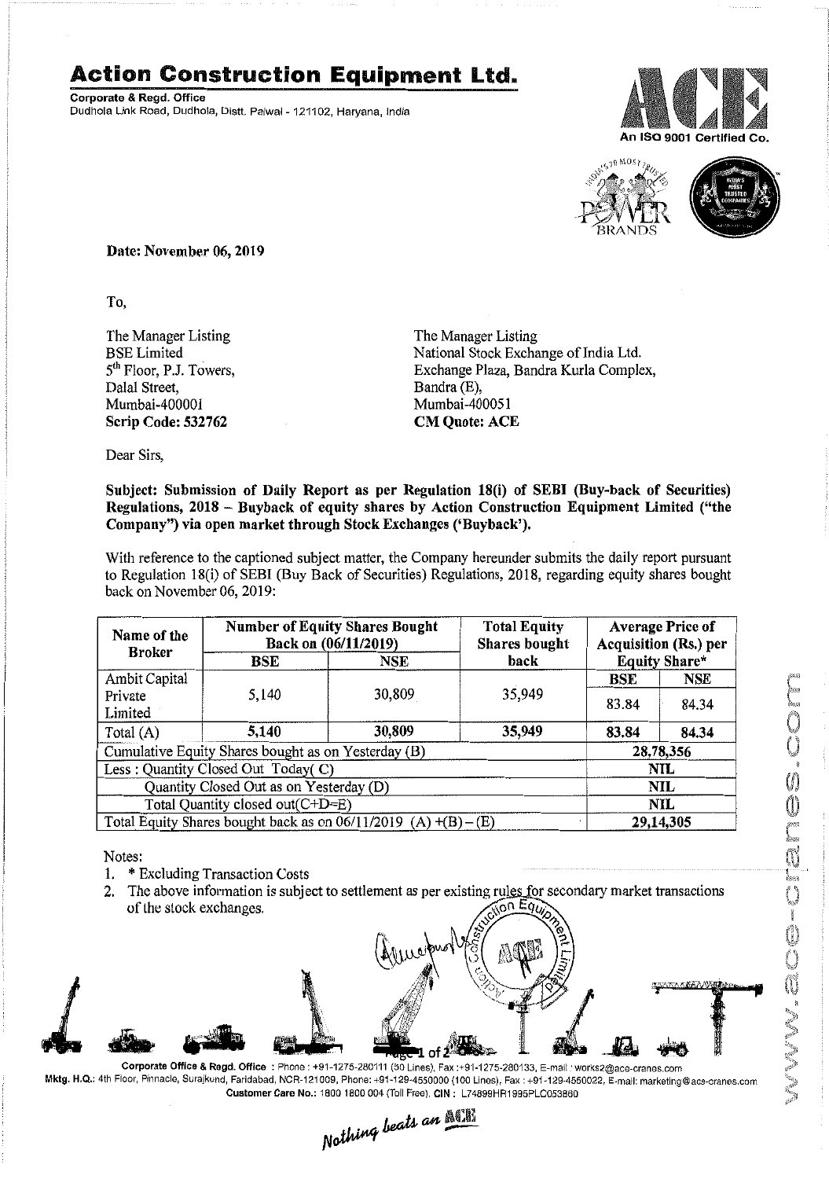# Action Construction Equipment Ltd.

**Corporate & Regd. Office**
Dudhola Link Road, Dudhola, Distt. Palwal - 121102, Haryana, India

An ISO 9001 Certified Co.

**Date: November 06, 2019**

To,

The Manager Listing
BSE Limited
5th Floor, P.J. Towers,
Dalal Street,
Mumbai-400001
**Scrip Code: 532762**

The Manager Listing
National Stock Exchange of India Ltd.
Exchange Plaza, Bandra Kurla Complex,
Bandra (E),
Mumbai-400051
**CM Quote: ACE**

Dear Sirs,

**Subject: Submission of Daily Report as per Regulation 18(i) of SEBI (Buy-back of Securities) Regulations, 2018 – Buyback of equity shares by Action Construction Equipment Limited ("the Company") via open market through Stock Exchanges ('Buyback').**

With reference to the captioned subject matter, the Company hereunder submits the daily report pursuant to Regulation 18(i) of SEBI (Buy Back of Securities) Regulations, 2018, regarding equity shares bought back on November 06, 2019:

| Name of the Broker | Number of Equity Shares Bought Back on (06/11/2019) | | Total Equity Shares bought back | Average Price of Acquisition (Rs.) per Equity Share* | |
|---|---|---|---|---|---|
| | BSE | NSE | | BSE | NSE |
| Ambit Capital Private Limited | 5,140 | 30,809 | 35,949 | 83.84 | 84.34 |
| Total (A) | **5,140** | **30,809** | **35,949** | **83.84** | **84.34** |
| Cumulative Equity Shares bought as on Yesterday (B) | | | | **28,78,356** | |
| Less : Quantity Closed Out Today( C) | | | | **NIL** | |
| Quantity Closed Out as on Yesterday (D) | | | | **NIL** | |
| Total Quantity closed out(C+D=E) | | | | **NIL** | |
| Total Equity Shares bought back as on 06/11/2019 (A) +(B) – (E) | | | | **29,14,305** | |

Notes:

1. \* Excluding Transaction Costs
2. The above information is subject to settlement as per existing rules for secondary market transactions of the stock exchanges.

Corporate Office & Regd. Office : Phone : +91-1275-280111 (50 Lines), Fax :+91-1275-280133, E-mail : works2@ace-cranes.com
Mktg. H.Q.: 4th Floor, Pinnacle, Surajkund, Faridabad, NCR-121009, Phone: +91-129-4550000 (100 Lines), Fax : +91-129-4550022, E-mail: marketing@ace-cranes.com
Customer Care No.: 1800 1800 004 (Toll Free), CIN : L74899HR1995PLC053860

*Nothing beats an ACE*

www.ace-cranes.com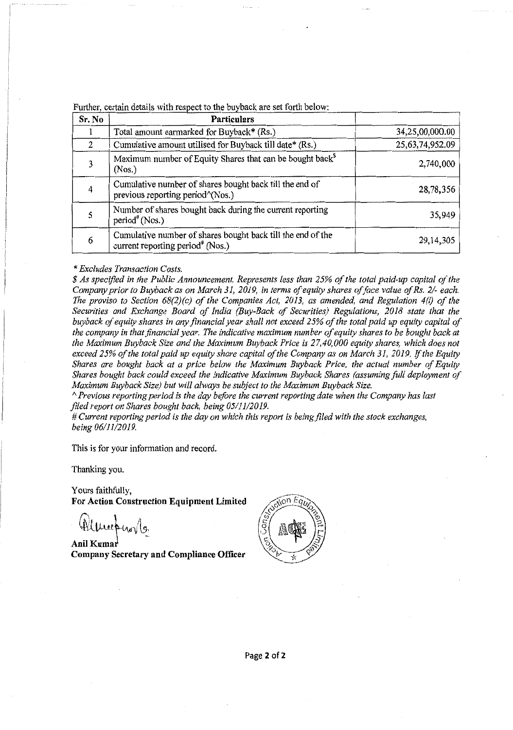Further, certain details with respect to the buyback are set forth below:

| Sr. No | Particulars | |
|---|---|---|
| 1 | Total amount earmarked for Buyback* (Rs.) | 34,25,00,000.00 |
| 2 | Cumulative amount utilised for Buyback till date* (Rs.) | 25,63,74,952.09 |
| 3 | Maximum number of Equity Shares that can be bought back$ (Nos.) | 2,740,000 |
| 4 | Cumulative number of shares bought back till the end of previous reporting period^(Nos.) | 28,78,356 |
| 5 | Number of shares bought back during the current reporting period# (Nos.) | 35,949 |
| 6 | Cumulative number of shares bought back till the end of the current reporting period# (Nos.) | 29,14,305 |

*\* Excludes Transaction Costs.*

*$ As specified in the Public Announcement. Represents less than 25% of the total paid-up capital of the Company prior to Buyback as on March 31, 2019, in terms of equity shares of face value of Rs. 2/- each. The proviso to Section 68(2)(c) of the Companies Act, 2013, as amended, and Regulation 4(i) of the Securities and Exchange Board of India (Buy-Back of Securities) Regulations, 2018 state that the buyback of equity shares in any financial year shall not exceed 25% of the total paid up equity capital of the company in that financial year. The indicative maximum number of equity shares to be bought back at the Maximum Buyback Size and the Maximum Buyback Price is 27,40,000 equity shares, which does not exceed 25% of the total paid up equity share capital of the Company as on March 31, 2019. If the Equity Shares are bought back at a price below the Maximum Buyback Price, the actual number of Equity Shares bought back could exceed the indicative Maximum Buyback Shares (assuming full deployment of Maximum Buyback Size) but will always be subject to the Maximum Buyback Size.*

*^ Previous reporting period is the day before the current reporting date when the Company has last filed report on Shares bought back, being 05/11/2019.*

*# Current reporting period is the day on which this report is being filed with the stock exchanges, being 06/11/2019.*

This is for your information and record.

Thanking you.

Yours faithfully,
**For Action Construction Equipment Limited**

**Anil Kumar**
**Company Secretary and Compliance Officer**